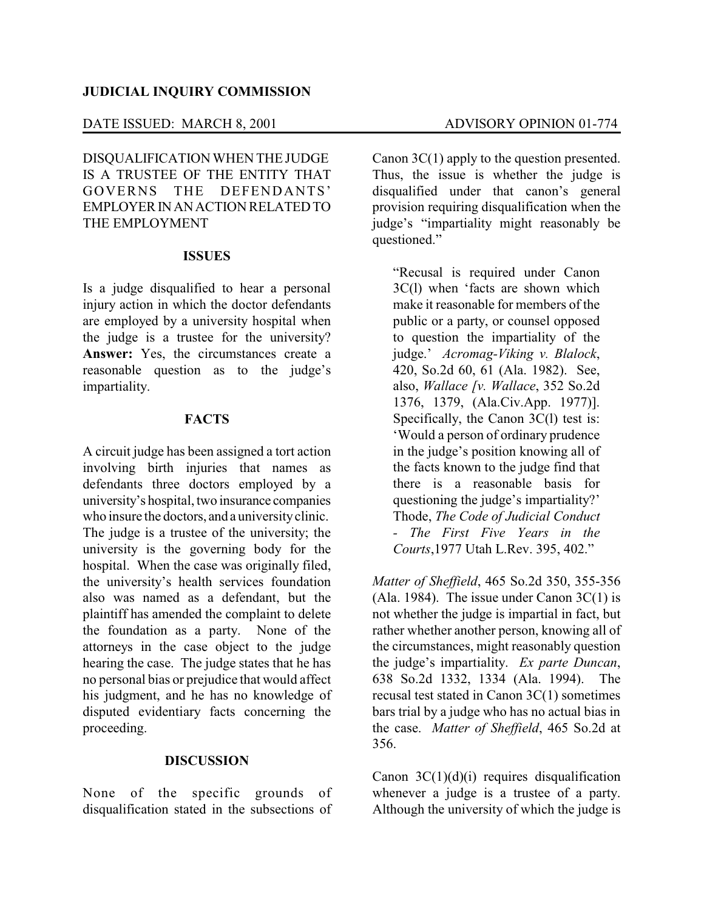**JUDICIAL INQUIRY COMMISSION**

DATE ISSUED: MARCH 8, 2001 ADVISORY OPINION 01-774

DISQUALIFICATION WHEN THE JUDGE IS A TRUSTEE OF THE ENTITY THAT GOVERNS THE DEFENDANTS' EMPLOYER IN AN ACTION RELATED TO THE EMPLOYMENT

## ISSUES

Is a judge disqualified to hear a personal injury action in which the doctor defendants are employed by a university hospital when the judge is a trustee for the university? **Answer:** Yes, the circumstances create a reasonable question as to the judge's impartiality.

## FACTS

A circuit judge has been assigned a tort action involving birth injuries that names as defendants three doctors employed by a university's hospital, two insurance companies who insure the doctors, and a university clinic. The judge is a trustee of the university; the university is the governing body for the hospital. When the case was originally filed, the university's health services foundation also was named as a defendant, but the plaintiff has amended the complaint to delete the foundation as a party. None of the attorneys in the case object to the judge hearing the case. The judge states that he has no personal bias or prejudice that would affect his judgment, and he has no knowledge of disputed evidentiary facts concerning the proceeding.

## DISCUSSION

None of the specific grounds of disqualification stated in the subsections of Canon 3C(1) apply to the question presented. Thus, the issue is whether the judge is disqualified under that canon's general provision requiring disqualification when the judge's "impartiality might reasonably be questioned."

> "Recusal is required under Canon 3C(l) when 'facts are shown which make it reasonable for members of the public or a party, or counsel opposed to question the impartiality of the judge.' *Acromag-Viking v. Blalock*, 420, So.2d 60, 61 (Ala. 1982). See, also, *Wallace [v. Wallace*, 352 So.2d 1376, 1379, (Ala.Civ.App. 1977)]. Specifically, the Canon 3C(l) test is: 'Would a person of ordinary prudence in the judge's position knowing all of the facts known to the judge find that there is a reasonable basis for questioning the judge's impartiality?' Thode, *The Code of Judicial Conduct - The First Five Years in the Courts*,1977 Utah L.Rev. 395, 402."

*Matter of Sheffield*, 465 So.2d 350, 355-356 (Ala. 1984). The issue under Canon 3C(1) is not whether the judge is impartial in fact, but rather whether another person, knowing all of the circumstances, might reasonably question the judge's impartiality. *Ex parte Duncan*, 638 So.2d 1332, 1334 (Ala. 1994). The recusal test stated in Canon 3C(1) sometimes bars trial by a judge who has no actual bias in the case. *Matter of Sheffield*, 465 So.2d at 356.

Canon 3C(1)(d)(i) requires disqualification whenever a judge is a trustee of a party. Although the university of which the judge is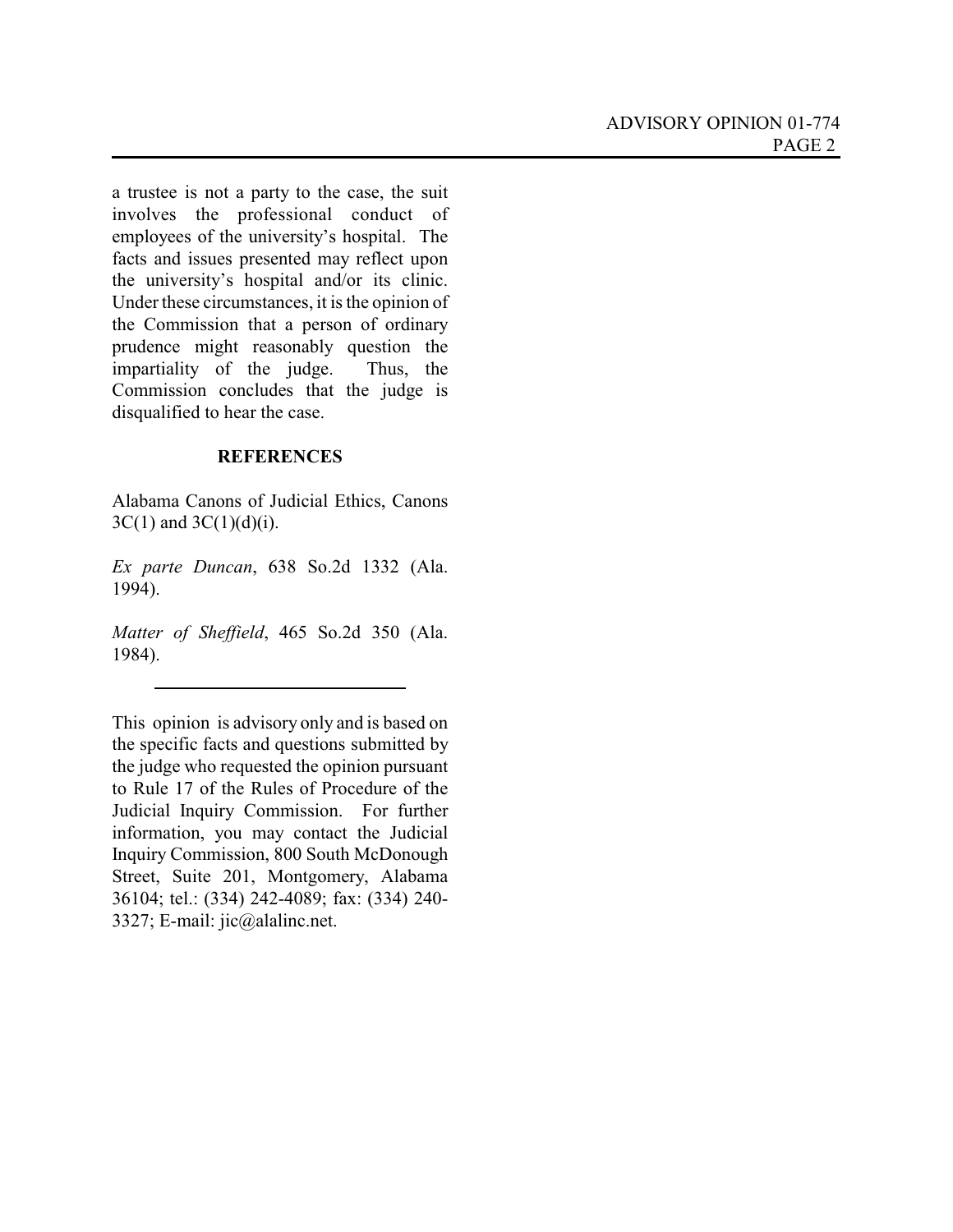a trustee is not a party to the case, the suit involves the professional conduct of employees of the university's hospital. The facts and issues presented may reflect upon the university's hospital and/or its clinic. Under these circumstances, it is the opinion of the Commission that a person of ordinary prudence might reasonably question the impartiality of the judge. Thus, the Commission concludes that the judge is disqualified to hear the case.

## REFERENCES

Alabama Canons of Judicial Ethics, Canons 3C(1) and 3C(1)(d)(i).

*Ex parte Duncan*, 638 So.2d 1332 (Ala. 1994).

*Matter of Sheffield*, 465 So.2d 350 (Ala. 1984).

---

This opinion is advisory only and is based on the specific facts and questions submitted by the judge who requested the opinion pursuant to Rule 17 of the Rules of Procedure of the Judicial Inquiry Commission. For further information, you may contact the Judicial Inquiry Commission, 800 South McDonough Street, Suite 201, Montgomery, Alabama 36104; tel.: (334) 242-4089; fax: (334) 240-3327; E-mail: jic@alalinc.net.